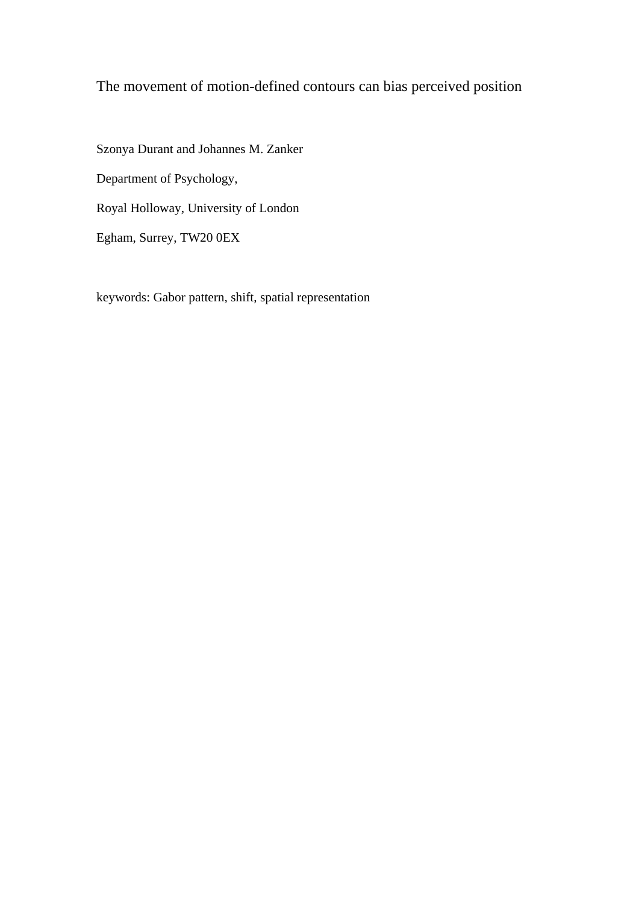# The movement of motion-defined contours can bias perceived position

Szonya Durant and Johannes M. Zanker

Department of Psychology,

Royal Holloway, University of London

Egham, Surrey, TW20 0EX

keywords: Gabor pattern, shift, spatial representation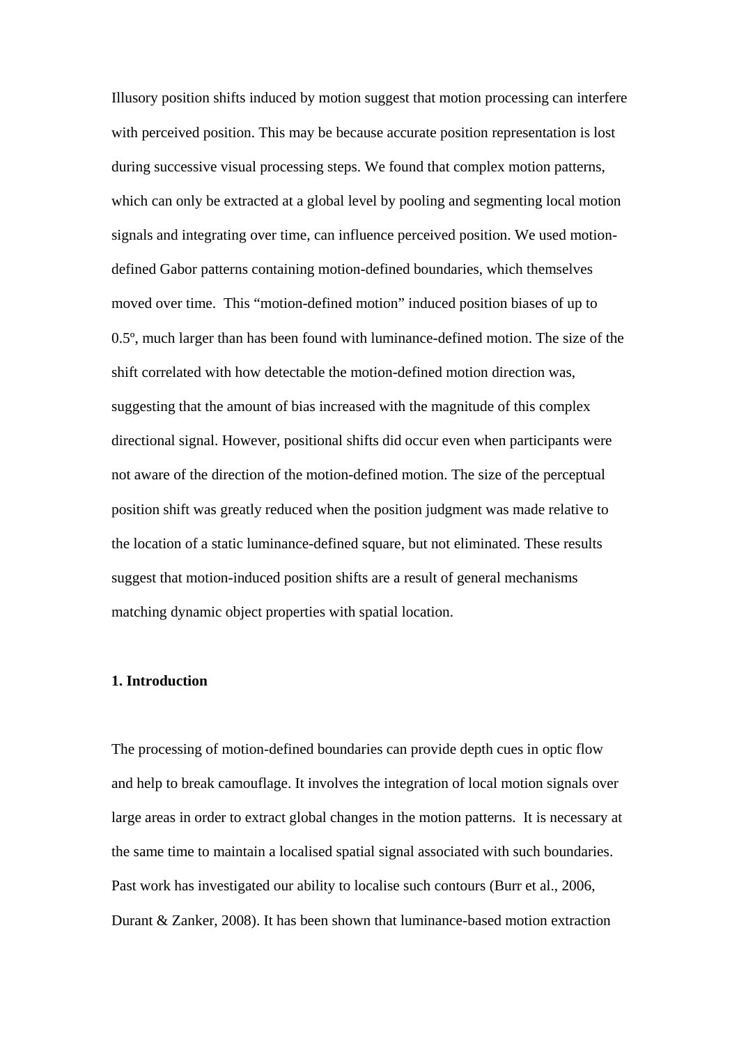Illusory position shifts induced by motion suggest that motion processing can interfere with perceived position. This may be because accurate position representation is lost during successive visual processing steps. We found that complex motion patterns, which can only be extracted at a global level by pooling and segmenting local motion signals and integrating over time, can influence perceived position. We used motion-defined Gabor patterns containing motion-defined boundaries, which themselves moved over time. This "motion-defined motion" induced position biases of up to 0.5º, much larger than has been found with luminance-defined motion. The size of the shift correlated with how detectable the motion-defined motion direction was, suggesting that the amount of bias increased with the magnitude of this complex directional signal. However, positional shifts did occur even when participants were not aware of the direction of the motion-defined motion. The size of the perceptual position shift was greatly reduced when the position judgment was made relative to the location of a static luminance-defined square, but not eliminated. These results suggest that motion-induced position shifts are a result of general mechanisms matching dynamic object properties with spatial location.

## 1. Introduction

The processing of motion-defined boundaries can provide depth cues in optic flow and help to break camouflage. It involves the integration of local motion signals over large areas in order to extract global changes in the motion patterns. It is necessary at the same time to maintain a localised spatial signal associated with such boundaries. Past work has investigated our ability to localise such contours (Burr et al., 2006, Durant & Zanker, 2008). It has been shown that luminance-based motion extraction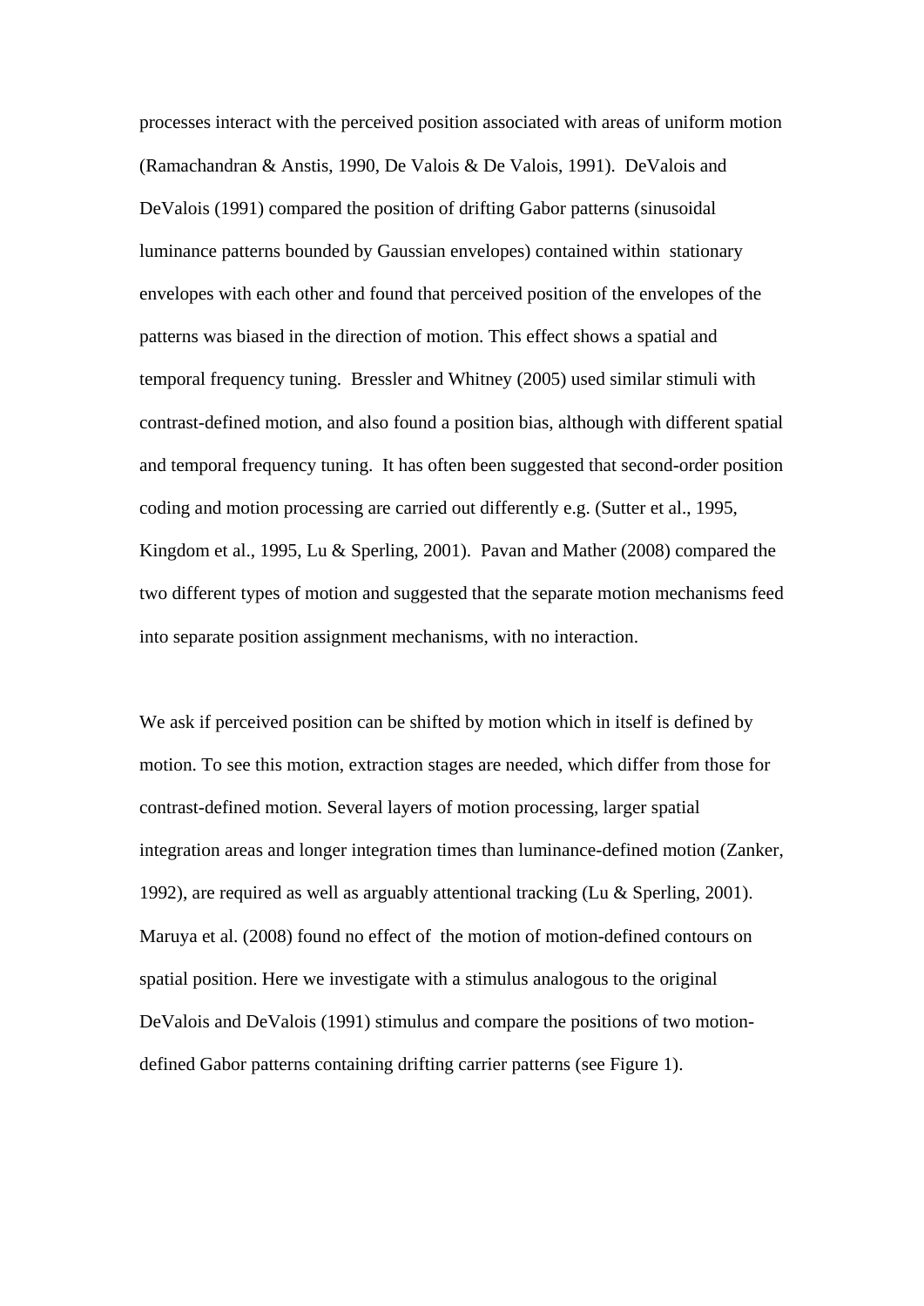processes interact with the perceived position associated with areas of uniform motion (Ramachandran & Anstis, 1990, De Valois & De Valois, 1991). DeValois and DeValois (1991) compared the position of drifting Gabor patterns (sinusoidal luminance patterns bounded by Gaussian envelopes) contained within stationary envelopes with each other and found that perceived position of the envelopes of the patterns was biased in the direction of motion. This effect shows a spatial and temporal frequency tuning. Bressler and Whitney (2005) used similar stimuli with contrast-defined motion, and also found a position bias, although with different spatial and temporal frequency tuning. It has often been suggested that second-order position coding and motion processing are carried out differently e.g. (Sutter et al., 1995, Kingdom et al., 1995, Lu & Sperling, 2001). Pavan and Mather (2008) compared the two different types of motion and suggested that the separate motion mechanisms feed into separate position assignment mechanisms, with no interaction.

We ask if perceived position can be shifted by motion which in itself is defined by motion. To see this motion, extraction stages are needed, which differ from those for contrast-defined motion. Several layers of motion processing, larger spatial integration areas and longer integration times than luminance-defined motion (Zanker, 1992), are required as well as arguably attentional tracking (Lu & Sperling, 2001). Maruya et al. (2008) found no effect of the motion of motion-defined contours on spatial position. Here we investigate with a stimulus analogous to the original DeValois and DeValois (1991) stimulus and compare the positions of two motion-defined Gabor patterns containing drifting carrier patterns (see Figure 1).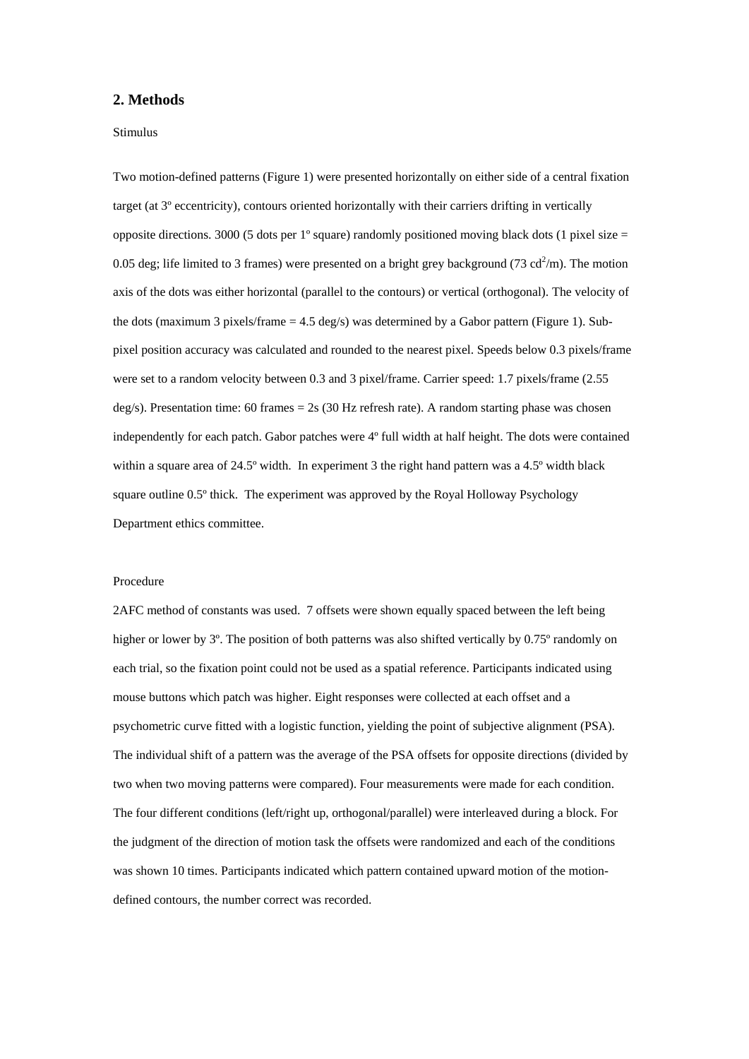## 2. Methods

Stimulus

Two motion-defined patterns (Figure 1) were presented horizontally on either side of a central fixation target (at 3º eccentricity), contours oriented horizontally with their carriers drifting in vertically opposite directions. 3000 (5 dots per 1º square) randomly positioned moving black dots (1 pixel size = 0.05 deg; life limited to 3 frames) were presented on a bright grey background (73 $cd^2$/m). The motion axis of the dots was either horizontal (parallel to the contours) or vertical (orthogonal). The velocity of the dots (maximum 3 pixels/frame = 4.5 deg/s) was determined by a Gabor pattern (Figure 1). Sub-pixel position accuracy was calculated and rounded to the nearest pixel. Speeds below 0.3 pixels/frame were set to a random velocity between 0.3 and 3 pixel/frame. Carrier speed: 1.7 pixels/frame (2.55 deg/s). Presentation time: 60 frames = 2s (30 Hz refresh rate). A random starting phase was chosen independently for each patch. Gabor patches were 4º full width at half height. The dots were contained within a square area of 24.5º width. In experiment 3 the right hand pattern was a 4.5º width black square outline 0.5º thick. The experiment was approved by the Royal Holloway Psychology Department ethics committee.

Procedure

2AFC method of constants was used. 7 offsets were shown equally spaced between the left being higher or lower by 3º. The position of both patterns was also shifted vertically by 0.75º randomly on each trial, so the fixation point could not be used as a spatial reference. Participants indicated using mouse buttons which patch was higher. Eight responses were collected at each offset and a psychometric curve fitted with a logistic function, yielding the point of subjective alignment (PSA). The individual shift of a pattern was the average of the PSA offsets for opposite directions (divided by two when two moving patterns were compared). Four measurements were made for each condition. The four different conditions (left/right up, orthogonal/parallel) were interleaved during a block. For the judgment of the direction of motion task the offsets were randomized and each of the conditions was shown 10 times. Participants indicated which pattern contained upward motion of the motion-defined contours, the number correct was recorded.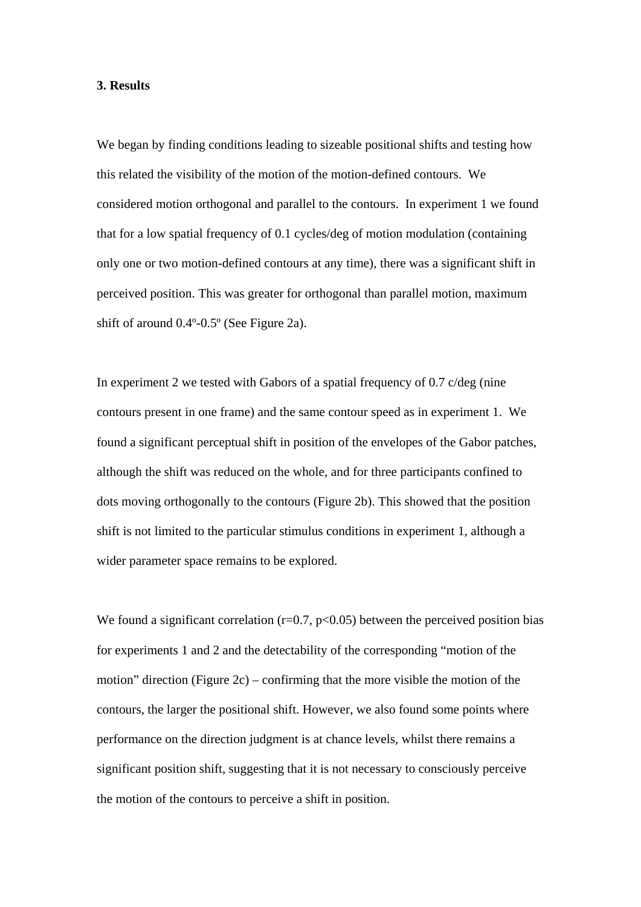**3. Results**

We began by finding conditions leading to sizeable positional shifts and testing how this related the visibility of the motion of the motion-defined contours. We considered motion orthogonal and parallel to the contours. In experiment 1 we found that for a low spatial frequency of 0.1 cycles/deg of motion modulation (containing only one or two motion-defined contours at any time), there was a significant shift in perceived position. This was greater for orthogonal than parallel motion, maximum shift of around 0.4º-0.5º (See Figure 2a).

In experiment 2 we tested with Gabors of a spatial frequency of 0.7 c/deg (nine contours present in one frame) and the same contour speed as in experiment 1. We found a significant perceptual shift in position of the envelopes of the Gabor patches, although the shift was reduced on the whole, and for three participants confined to dots moving orthogonally to the contours (Figure 2b). This showed that the position shift is not limited to the particular stimulus conditions in experiment 1, although a wider parameter space remains to be explored.

We found a significant correlation ($r=0.7$, $p<0.05$) between the perceived position bias for experiments 1 and 2 and the detectability of the corresponding "motion of the motion" direction (Figure 2c) – confirming that the more visible the motion of the contours, the larger the positional shift. However, we also found some points where performance on the direction judgment is at chance levels, whilst there remains a significant position shift, suggesting that it is not necessary to consciously perceive the motion of the contours to perceive a shift in position.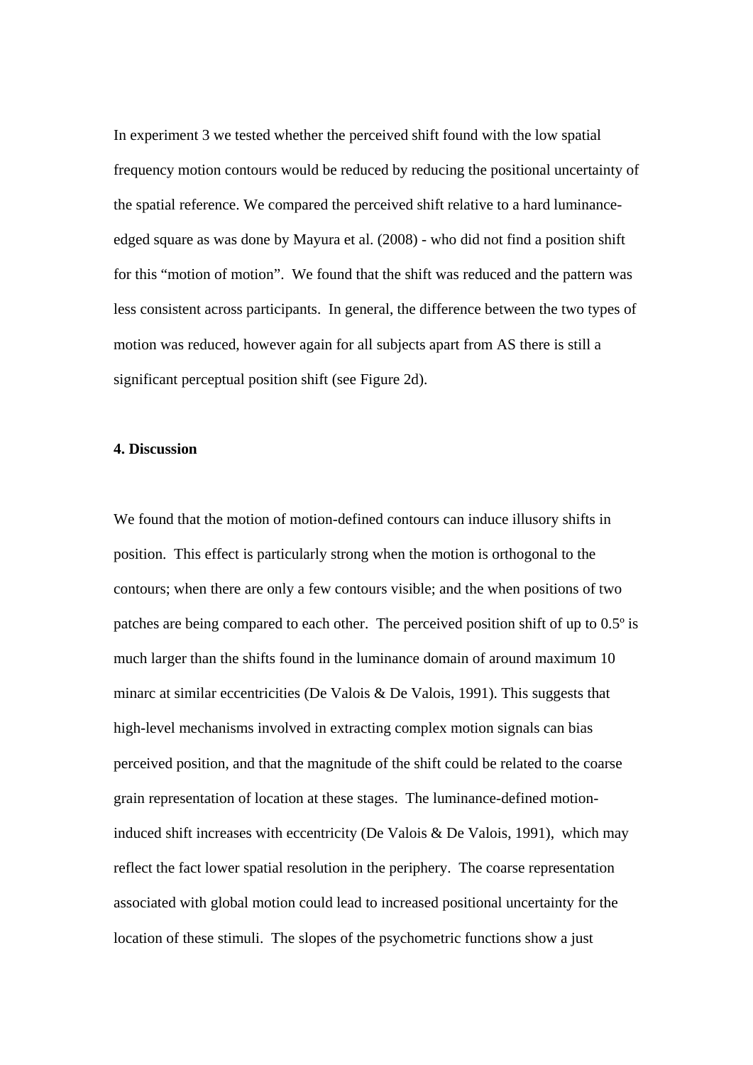In experiment 3 we tested whether the perceived shift found with the low spatial frequency motion contours would be reduced by reducing the positional uncertainty of the spatial reference. We compared the perceived shift relative to a hard luminance-edged square as was done by Mayura et al. (2008) - who did not find a position shift for this "motion of motion". We found that the shift was reduced and the pattern was less consistent across participants. In general, the difference between the two types of motion was reduced, however again for all subjects apart from AS there is still a significant perceptual position shift (see Figure 2d).

**4. Discussion**

We found that the motion of motion-defined contours can induce illusory shifts in position. This effect is particularly strong when the motion is orthogonal to the contours; when there are only a few contours visible; and the when positions of two patches are being compared to each other. The perceived position shift of up to 0.5º is much larger than the shifts found in the luminance domain of around maximum 10 minarc at similar eccentricities (De Valois & De Valois, 1991). This suggests that high-level mechanisms involved in extracting complex motion signals can bias perceived position, and that the magnitude of the shift could be related to the coarse grain representation of location at these stages. The luminance-defined motion-induced shift increases with eccentricity (De Valois & De Valois, 1991), which may reflect the fact lower spatial resolution in the periphery. The coarse representation associated with global motion could lead to increased positional uncertainty for the location of these stimuli. The slopes of the psychometric functions show a just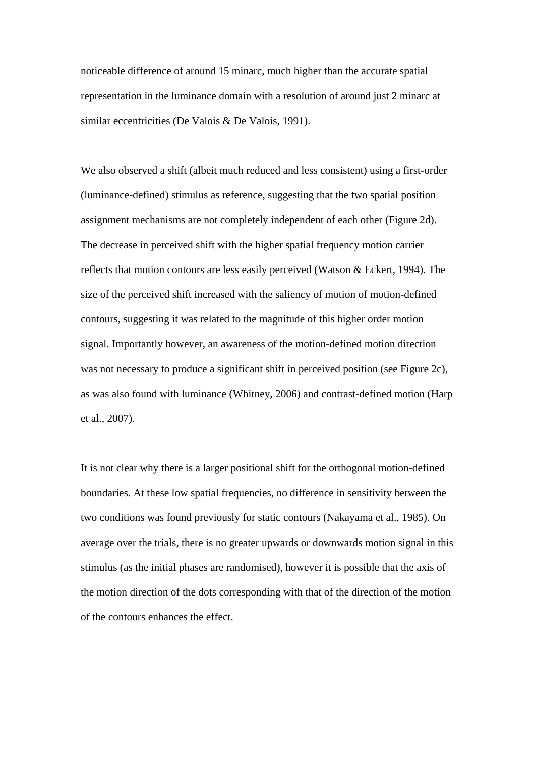noticeable difference of around 15 minarc, much higher than the accurate spatial representation in the luminance domain with a resolution of around just 2 minarc at similar eccentricities (De Valois & De Valois, 1991).

We also observed a shift (albeit much reduced and less consistent) using a first-order (luminance-defined) stimulus as reference, suggesting that the two spatial position assignment mechanisms are not completely independent of each other (Figure 2d). The decrease in perceived shift with the higher spatial frequency motion carrier reflects that motion contours are less easily perceived (Watson & Eckert, 1994). The size of the perceived shift increased with the saliency of motion of motion-defined contours, suggesting it was related to the magnitude of this higher order motion signal. Importantly however, an awareness of the motion-defined motion direction was not necessary to produce a significant shift in perceived position (see Figure 2c), as was also found with luminance (Whitney, 2006) and contrast-defined motion (Harp et al., 2007).

It is not clear why there is a larger positional shift for the orthogonal motion-defined boundaries. At these low spatial frequencies, no difference in sensitivity between the two conditions was found previously for static contours (Nakayama et al., 1985). On average over the trials, there is no greater upwards or downwards motion signal in this stimulus (as the initial phases are randomised), however it is possible that the axis of the motion direction of the dots corresponding with that of the direction of the motion of the contours enhances the effect.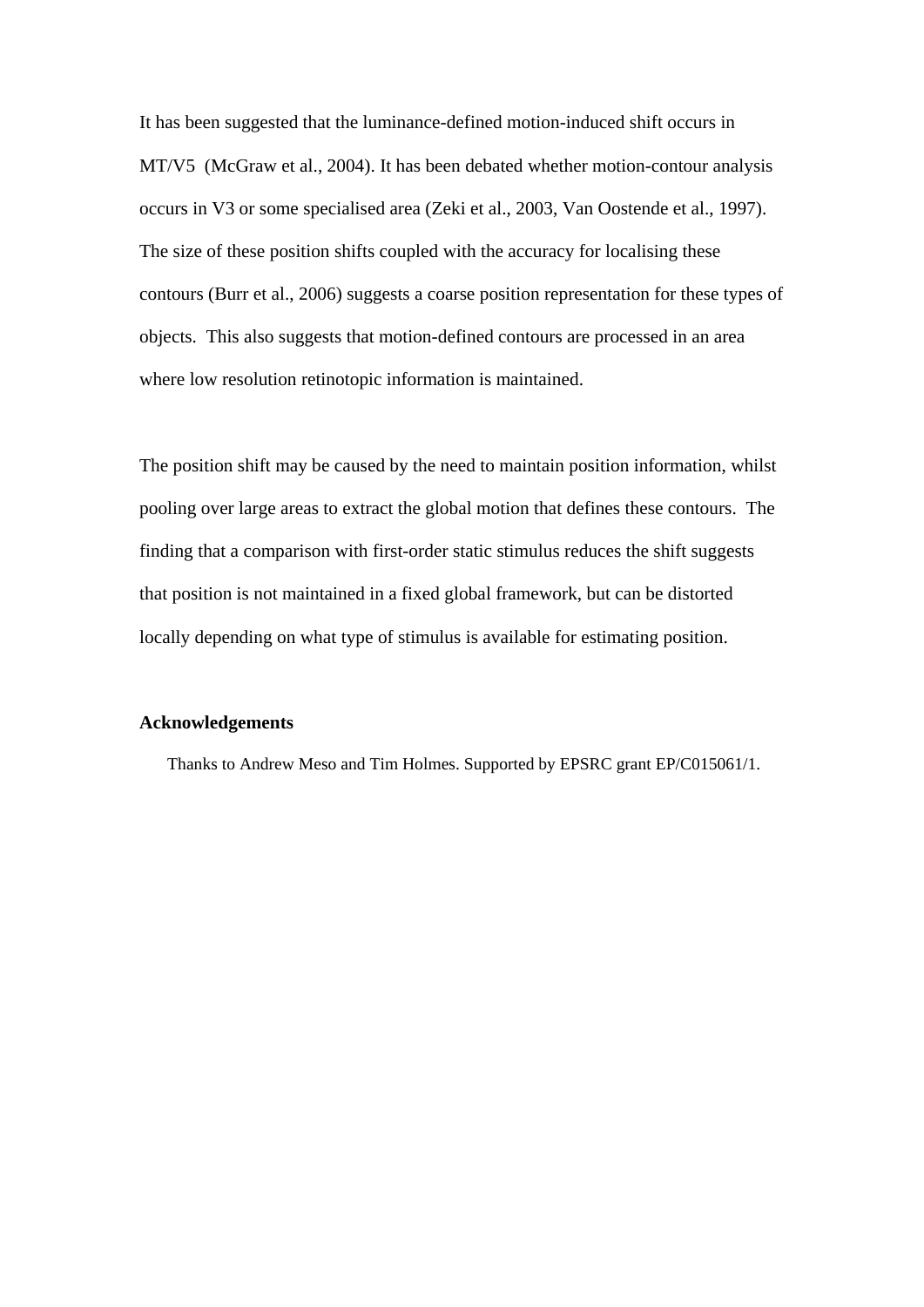It has been suggested that the luminance-defined motion-induced shift occurs in MT/V5 (McGraw et al., 2004). It has been debated whether motion-contour analysis occurs in V3 or some specialised area (Zeki et al., 2003, Van Oostende et al., 1997). The size of these position shifts coupled with the accuracy for localising these contours (Burr et al., 2006) suggests a coarse position representation for these types of objects. This also suggests that motion-defined contours are processed in an area where low resolution retinotopic information is maintained.

The position shift may be caused by the need to maintain position information, whilst pooling over large areas to extract the global motion that defines these contours. The finding that a comparison with first-order static stimulus reduces the shift suggests that position is not maintained in a fixed global framework, but can be distorted locally depending on what type of stimulus is available for estimating position.

**Acknowledgements**

Thanks to Andrew Meso and Tim Holmes. Supported by EPSRC grant EP/C015061/1.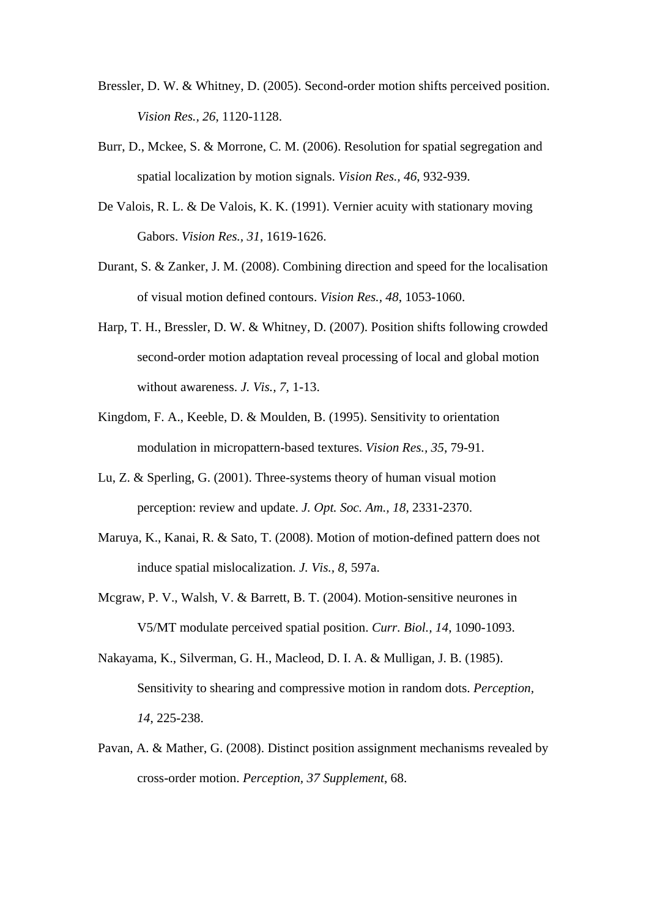Bressler, D. W. & Whitney, D. (2005). Second-order motion shifts perceived position. *Vision Res., 26*, 1120-1128.

Burr, D., Mckee, S. & Morrone, C. M. (2006). Resolution for spatial segregation and spatial localization by motion signals. *Vision Res., 46*, 932-939.

De Valois, R. L. & De Valois, K. K. (1991). Vernier acuity with stationary moving Gabors. *Vision Res., 31*, 1619-1626.

Durant, S. & Zanker, J. M. (2008). Combining direction and speed for the localisation of visual motion defined contours. *Vision Res., 48*, 1053-1060.

Harp, T. H., Bressler, D. W. & Whitney, D. (2007). Position shifts following crowded second-order motion adaptation reveal processing of local and global motion without awareness. *J. Vis., 7*, 1-13.

Kingdom, F. A., Keeble, D. & Moulden, B. (1995). Sensitivity to orientation modulation in micropattern-based textures. *Vision Res., 35*, 79-91.

Lu, Z. & Sperling, G. (2001). Three-systems theory of human visual motion perception: review and update. *J. Opt. Soc. Am., 18*, 2331-2370.

Maruya, K., Kanai, R. & Sato, T. (2008). Motion of motion-defined pattern does not induce spatial mislocalization. *J. Vis., 8*, 597a.

Mcgraw, P. V., Walsh, V. & Barrett, B. T. (2004). Motion-sensitive neurones in V5/MT modulate perceived spatial position. *Curr. Biol., 14*, 1090-1093.

Nakayama, K., Silverman, G. H., Macleod, D. I. A. & Mulligan, J. B. (1985). Sensitivity to shearing and compressive motion in random dots. *Perception, 14*, 225-238.

Pavan, A. & Mather, G. (2008). Distinct position assignment mechanisms revealed by cross-order motion. *Perception, 37 Supplement*, 68.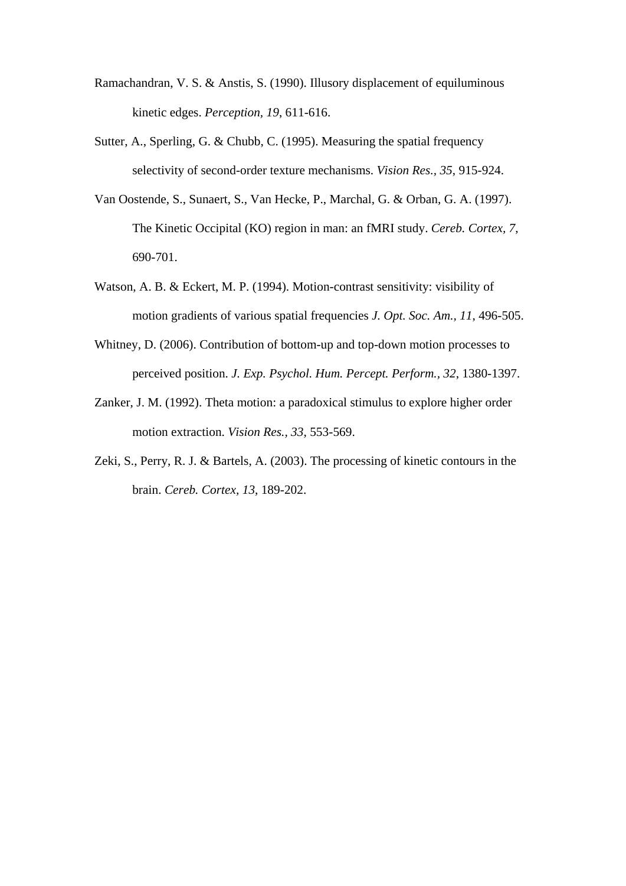Ramachandran, V. S. & Anstis, S. (1990). Illusory displacement of equiluminous kinetic edges. *Perception, 19*, 611-616.

Sutter, A., Sperling, G. & Chubb, C. (1995). Measuring the spatial frequency selectivity of second-order texture mechanisms. *Vision Res., 35*, 915-924.

Van Oostende, S., Sunaert, S., Van Hecke, P., Marchal, G. & Orban, G. A. (1997). The Kinetic Occipital (KO) region in man: an fMRI study. *Cereb. Cortex, 7*, 690-701.

Watson, A. B. & Eckert, M. P. (1994). Motion-contrast sensitivity: visibility of motion gradients of various spatial frequencies *J. Opt. Soc. Am., 11*, 496-505.

Whitney, D. (2006). Contribution of bottom-up and top-down motion processes to perceived position. *J. Exp. Psychol. Hum. Percept. Perform., 32*, 1380-1397.

Zanker, J. M. (1992). Theta motion: a paradoxical stimulus to explore higher order motion extraction. *Vision Res., 33*, 553-569.

Zeki, S., Perry, R. J. & Bartels, A. (2003). The processing of kinetic contours in the brain. *Cereb. Cortex, 13*, 189-202.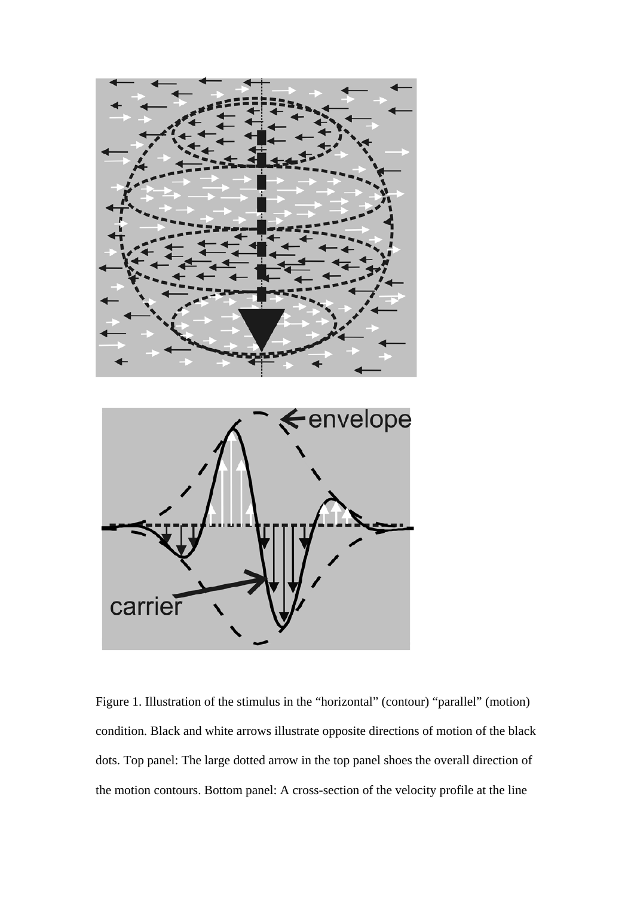Figure 1. Illustration of the stimulus in the "horizontal" (contour) "parallel" (motion) condition. Black and white arrows illustrate opposite directions of motion of the black dots. Top panel: The large dotted arrow in the top panel shoes the overall direction of the motion contours. Bottom panel: A cross-section of the velocity profile at the line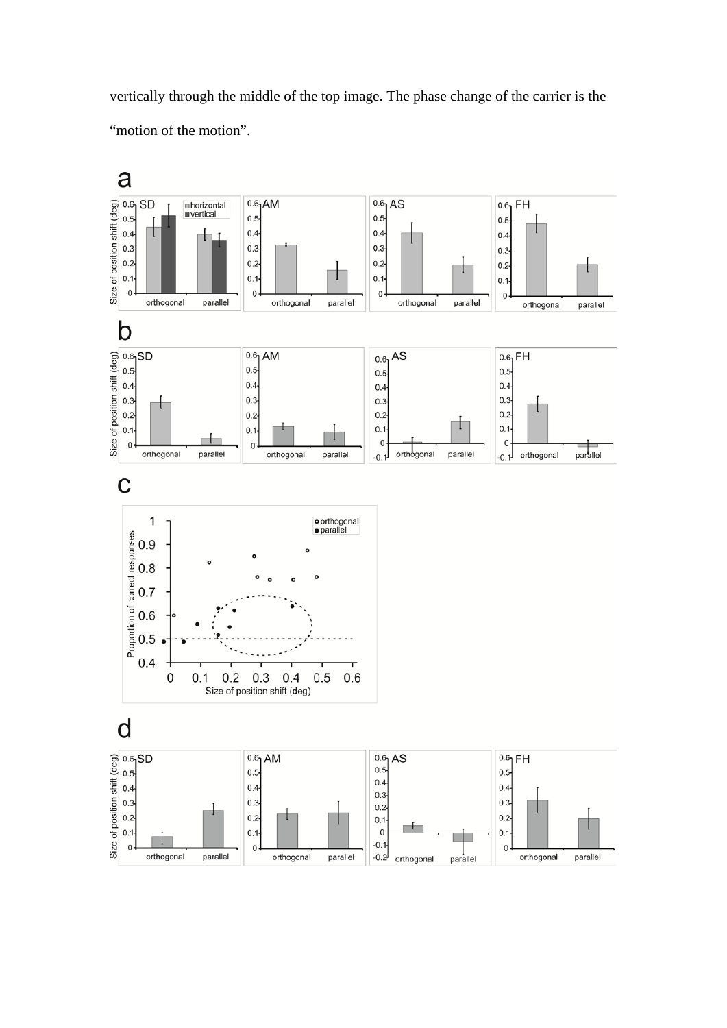vertically through the middle of the top image. The phase change of the carrier is the "motion of the motion".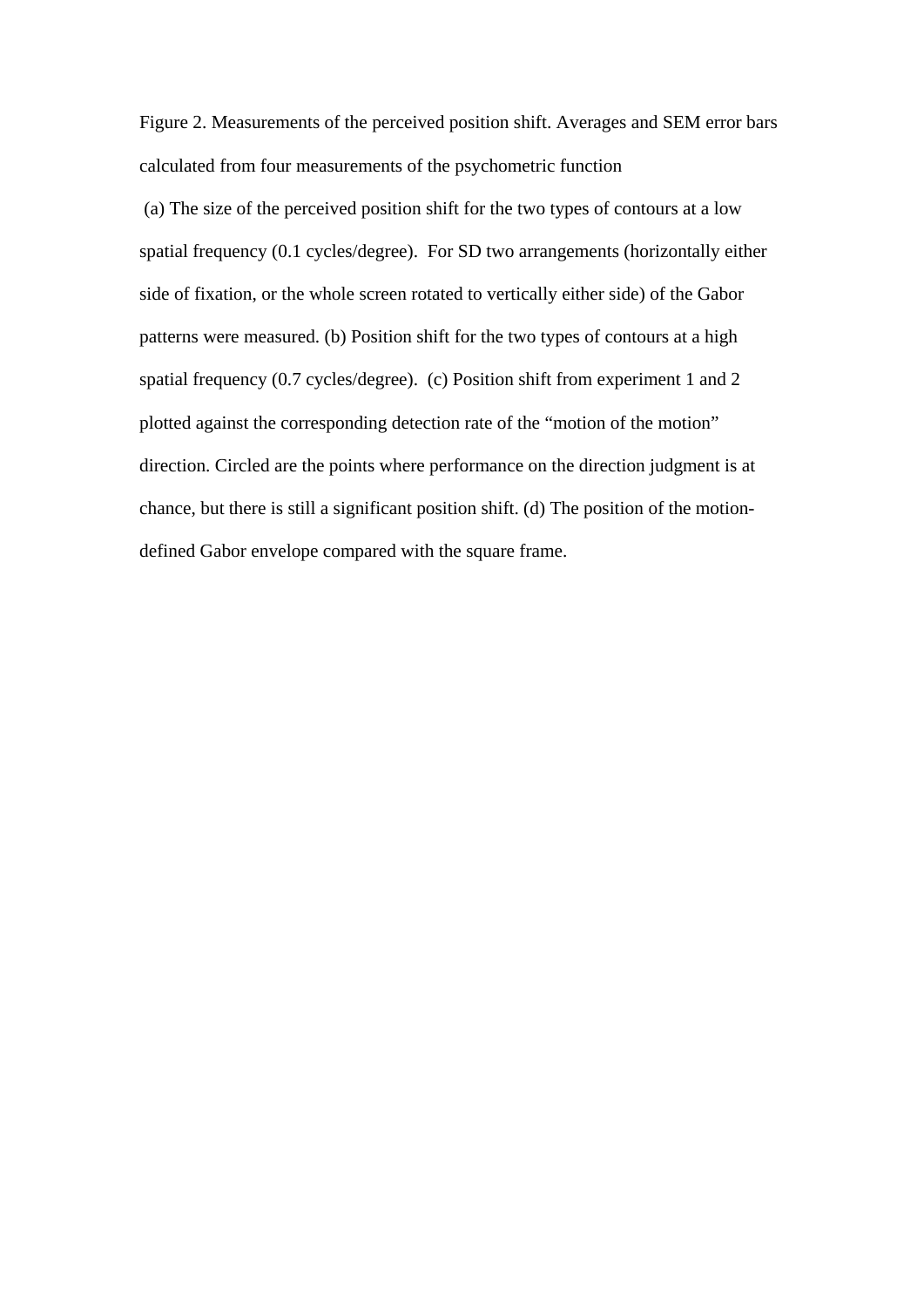Figure 2. Measurements of the perceived position shift. Averages and SEM error bars calculated from four measurements of the psychometric function

(a) The size of the perceived position shift for the two types of contours at a low spatial frequency (0.1 cycles/degree). For SD two arrangements (horizontally either side of fixation, or the whole screen rotated to vertically either side) of the Gabor patterns were measured. (b) Position shift for the two types of contours at a high spatial frequency (0.7 cycles/degree). (c) Position shift from experiment 1 and 2 plotted against the corresponding detection rate of the “motion of the motion” direction. Circled are the points where performance on the direction judgment is at chance, but there is still a significant position shift. (d) The position of the motion-defined Gabor envelope compared with the square frame.